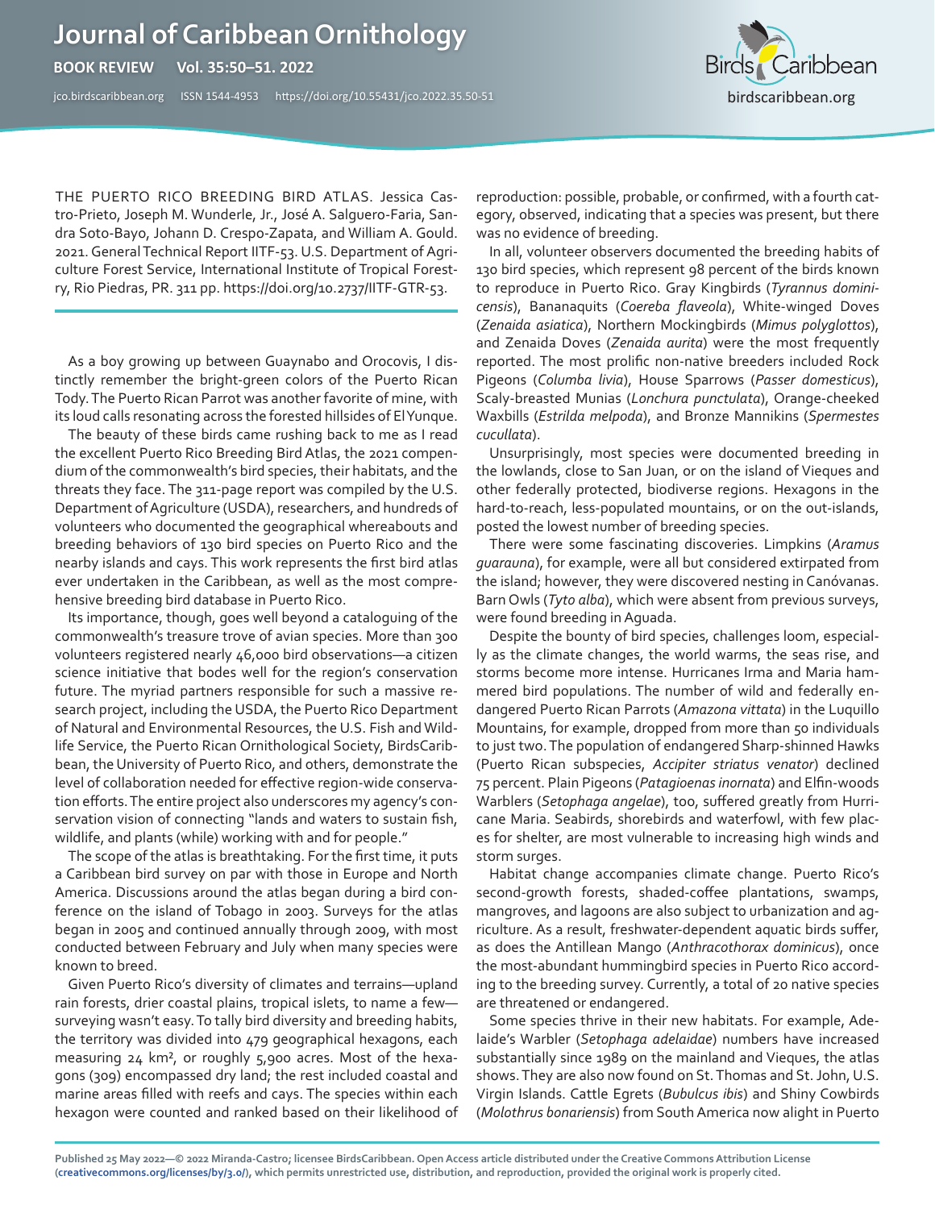THE PUERTO RICO BREEDING BIRD ATLAS. Jessica Castro-Prieto, Joseph M. Wunderle, Jr., José A. Salguero-Faria, Sandra Soto-Bayo, Johann D. Crespo-Zapata, and William A. Gould. 2021. General Technical Report IITF-53. U.S. Department of Agriculture Forest Service, International Institute of Tropical Forestry, Rio Piedras, PR. 311 pp. https://doi.org/10.2737/IITF-GTR-53.

---

As a boy growing up between Guaynabo and Orocovis, I distinctly remember the bright-green colors of the Puerto Rican Tody. The Puerto Rican Parrot was another favorite of mine, with its loud calls resonating across the forested hillsides of El Yunque.

The beauty of these birds came rushing back to me as I read the excellent Puerto Rico Breeding Bird Atlas, the 2021 compendium of the commonwealth's bird species, their habitats, and the threats they face. The 311-page report was compiled by the U.S. Department of Agriculture (USDA), researchers, and hundreds of volunteers who documented the geographical whereabouts and breeding behaviors of 130 bird species on Puerto Rico and the nearby islands and cays. This work represents the first bird atlas ever undertaken in the Caribbean, as well as the most comprehensive breeding bird database in Puerto Rico.

Its importance, though, goes well beyond a cataloguing of the commonwealth's treasure trove of avian species. More than 300 volunteers registered nearly 46,000 bird observations—a citizen science initiative that bodes well for the region's conservation future. The myriad partners responsible for such a massive research project, including the USDA, the Puerto Rico Department of Natural and Environmental Resources, the U.S. Fish and Wildlife Service, the Puerto Rican Ornithological Society, BirdsCaribbean, the University of Puerto Rico, and others, demonstrate the level of collaboration needed for effective region-wide conservation efforts. The entire project also underscores my agency's conservation vision of connecting "lands and waters to sustain fish, wildlife, and plants (while) working with and for people."

The scope of the atlas is breathtaking. For the first time, it puts a Caribbean bird survey on par with those in Europe and North America. Discussions around the atlas began during a bird conference on the island of Tobago in 2003. Surveys for the atlas began in 2005 and continued annually through 2009, with most conducted between February and July when many species were known to breed.

Given Puerto Rico's diversity of climates and terrains—upland rain forests, drier coastal plains, tropical islets, to name a few—surveying wasn't easy. To tally bird diversity and breeding habits, the territory was divided into 479 geographical hexagons, each measuring 24 km², or roughly 5,900 acres. Most of the hexagons (309) encompassed dry land; the rest included coastal and marine areas filled with reefs and cays. The species within each hexagon were counted and ranked based on their likelihood of reproduction: possible, probable, or confirmed, with a fourth category, observed, indicating that a species was present, but there was no evidence of breeding.

In all, volunteer observers documented the breeding habits of 130 bird species, which represent 98 percent of the birds known to reproduce in Puerto Rico. Gray Kingbirds (*Tyrannus dominicensis*), Bananaquits (*Coereba flaveola*), White-winged Doves (*Zenaida asiatica*), Northern Mockingbirds (*Mimus polyglottos*), and Zenaida Doves (*Zenaida aurita*) were the most frequently reported. The most prolific non-native breeders included Rock Pigeons (*Columba livia*), House Sparrows (*Passer domesticus*), Scaly-breasted Munias (*Lonchura punctulata*), Orange-cheeked Waxbills (*Estrilda melpoda*), and Bronze Mannikins (*Spermestes cucullata*).

Unsurprisingly, most species were documented breeding in the lowlands, close to San Juan, or on the island of Vieques and other federally protected, biodiverse regions. Hexagons in the hard-to-reach, less-populated mountains, or on the out-islands, posted the lowest number of breeding species.

There were some fascinating discoveries. Limpkins (*Aramus guarauna*), for example, were all but considered extirpated from the island; however, they were discovered nesting in Canóvanas. Barn Owls (*Tyto alba*), which were absent from previous surveys, were found breeding in Aguada.

Despite the bounty of bird species, challenges loom, especially as the climate changes, the world warms, the seas rise, and storms become more intense. Hurricanes Irma and Maria hammered bird populations. The number of wild and federally endangered Puerto Rican Parrots (*Amazona vittata*) in the Luquillo Mountains, for example, dropped from more than 50 individuals to just two. The population of endangered Sharp-shinned Hawks (Puerto Rican subspecies, *Accipiter striatus venator*) declined 75 percent. Plain Pigeons (*Patagioenas inornata*) and Elfin-woods Warblers (*Setophaga angelae*), too, suffered greatly from Hurricane Maria. Seabirds, shorebirds and waterfowl, with few places for shelter, are most vulnerable to increasing high winds and storm surges.

Habitat change accompanies climate change. Puerto Rico's second-growth forests, shaded-coffee plantations, swamps, mangroves, and lagoons are also subject to urbanization and agriculture. As a result, freshwater-dependent aquatic birds suffer, as does the Antillean Mango (*Anthracothorax dominicus*), once the most-abundant hummingbird species in Puerto Rico according to the breeding survey. Currently, a total of 20 native species are threatened or endangered.

Some species thrive in their new habitats. For example, Adelaide's Warbler (*Setophaga adelaidae*) numbers have increased substantially since 1989 on the mainland and Vieques, the atlas shows. They are also now found on St. Thomas and St. John, U.S. Virgin Islands. Cattle Egrets (*Bubulcus ibis*) and Shiny Cowbirds (*Molothrus bonariensis*) from South America now alight in Puerto

Published 25 May 2022—© 2022 Miranda-Castro; licensee BirdsCaribbean. Open Access article distributed under the Creative Commons Attribution License (creativecommons.org/licenses/by/3.0/), which permits unrestricted use, distribution, and reproduction, provided the original work is properly cited.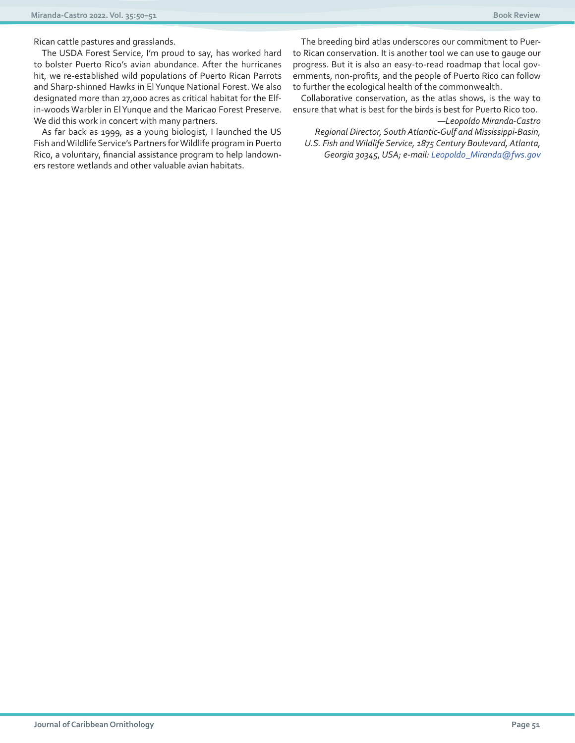Rican cattle pastures and grasslands.

The USDA Forest Service, I'm proud to say, has worked hard to bolster Puerto Rico's avian abundance. After the hurricanes hit, we re-established wild populations of Puerto Rican Parrots and Sharp-shinned Hawks in El Yunque National Forest. We also designated more than 27,000 acres as critical habitat for the Elfin-woods Warbler in El Yunque and the Maricao Forest Preserve. We did this work in concert with many partners.

As far back as 1999, as a young biologist, I launched the US Fish and Wildlife Service's Partners for Wildlife program in Puerto Rico, a voluntary, financial assistance program to help landowners restore wetlands and other valuable avian habitats.

The breeding bird atlas underscores our commitment to Puerto Rican conservation. It is another tool we can use to gauge our progress. But it is also an easy-to-read roadmap that local governments, non-profits, and the people of Puerto Rico can follow to further the ecological health of the commonwealth.

Collaborative conservation, as the atlas shows, is the way to ensure that what is best for the birds is best for Puerto Rico too.

*—Leopoldo Miranda-Castro*

*Regional Director, South Atlantic-Gulf and Mississippi-Basin, U.S. Fish and Wildlife Service, 1875 Century Boulevard, Atlanta, Georgia 30345, USA; e-mail: Leopoldo_Miranda@fws.gov*